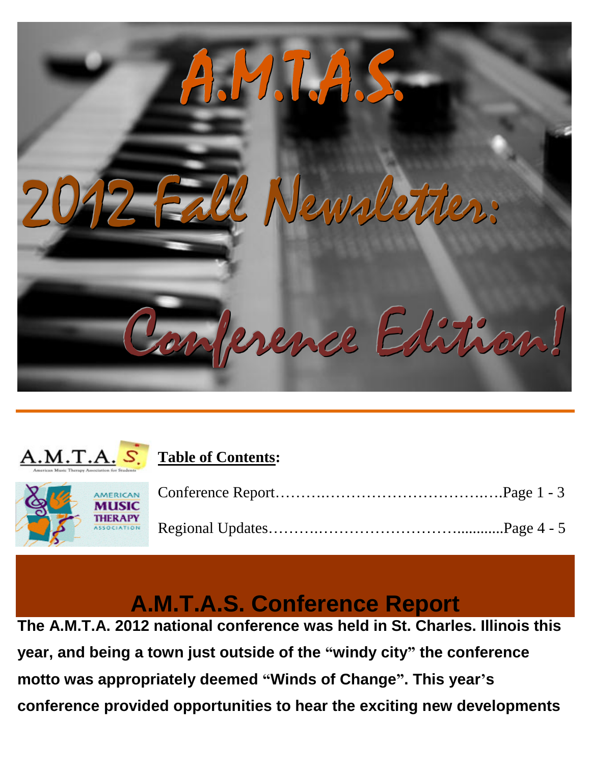# A.M.T.A.S.

# 2012 Fall Newsletter:

# Conference Edition!

**Table of Contents:**

Conference Report…………………………………………….Page 1 - 3

Regional Updates………………………………………..........Page 4 - 5

## A.M.T.A.S. Conference Report

**The A.M.T.A. 2012 national conference was held in St. Charles. Illinois this year, and being a town just outside of the "windy city" the conference motto was appropriately deemed "Winds of Change". This year's conference provided opportunities to hear the exciting new developments**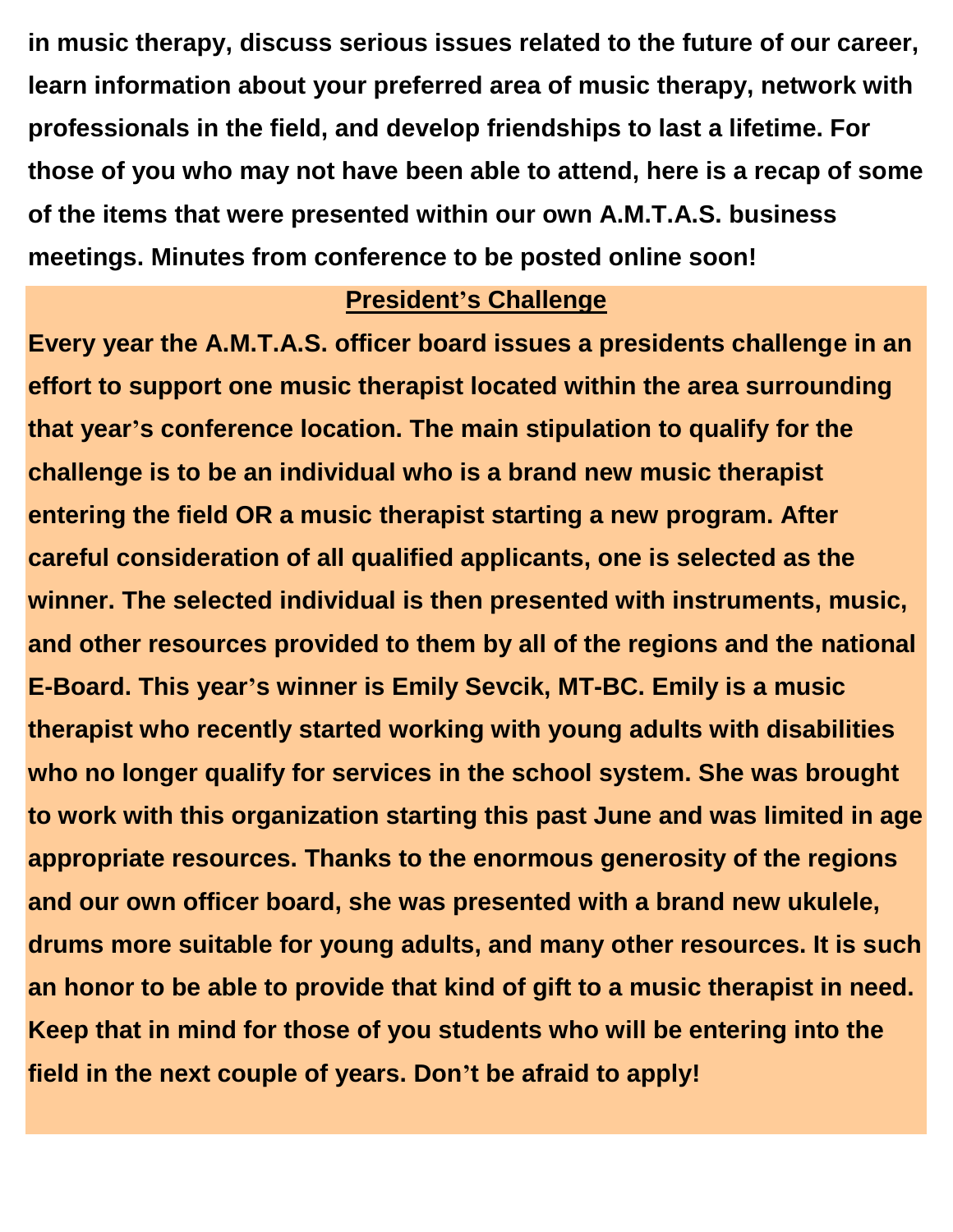**in music therapy, discuss serious issues related to the future of our career, learn information about your preferred area of music therapy, network with professionals in the field, and develop friendships to last a lifetime. For those of you who may not have been able to attend, here is a recap of some of the items that were presented within our own A.M.T.A.S. business meetings. Minutes from conference to be posted online soon!**

## <u>President's Challenge</u>

**Every year the A.M.T.A.S. officer board issues a presidents challenge in an effort to support one music therapist located within the area surrounding that year's conference location. The main stipulation to qualify for the challenge is to be an individual who is a brand new music therapist entering the field OR a music therapist starting a new program. After careful consideration of all qualified applicants, one is selected as the winner. The selected individual is then presented with instruments, music, and other resources provided to them by all of the regions and the national E-Board. This year's winner is Emily Sevcik, MT-BC. Emily is a music therapist who recently started working with young adults with disabilities who no longer qualify for services in the school system. She was brought to work with this organization starting this past June and was limited in age appropriate resources. Thanks to the enormous generosity of the regions and our own officer board, she was presented with a brand new ukulele, drums more suitable for young adults, and many other resources. It is such an honor to be able to provide that kind of gift to a music therapist in need. Keep that in mind for those of you students who will be entering into the field in the next couple of years. Don't be afraid to apply!**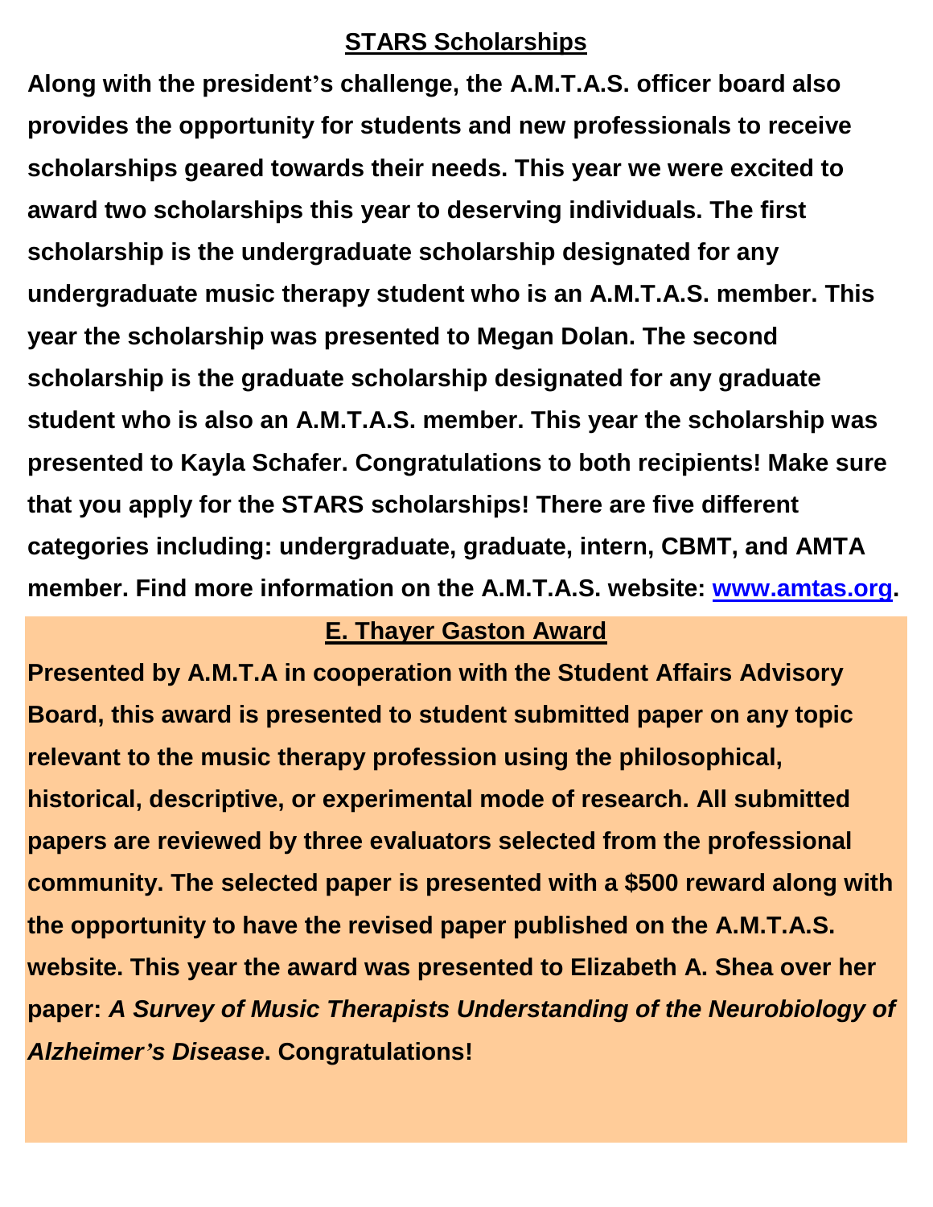## STARS Scholarships

**Along with the president's challenge, the A.M.T.A.S. officer board also provides the opportunity for students and new professionals to receive scholarships geared towards their needs. This year we were excited to award two scholarships this year to deserving individuals. The first scholarship is the undergraduate scholarship designated for any undergraduate music therapy student who is an A.M.T.A.S. member. This year the scholarship was presented to Megan Dolan. The second scholarship is the graduate scholarship designated for any graduate student who is also an A.M.T.A.S. member. This year the scholarship was presented to Kayla Schafer. Congratulations to both recipients! Make sure that you apply for the STARS scholarships! There are five different categories including: undergraduate, graduate, intern, CBMT, and AMTA member. Find more information on the A.M.T.A.S. website: [www.amtas.org](http://www.amtas.org).**

## E. Thayer Gaston Award

**Presented by A.M.T.A in cooperation with the Student Affairs Advisory Board, this award is presented to student submitted paper on any topic relevant to the music therapy profession using the philosophical, historical, descriptive, or experimental mode of research. All submitted papers are reviewed by three evaluators selected from the professional community. The selected paper is presented with a $500 reward along with the opportunity to have the revised paper published on the A.M.T.A.S. website. This year the award was presented to Elizabeth A. Shea over her paper: *A Survey of Music Therapists Understanding of the Neurobiology of Alzheimer's Disease*. Congratulations!**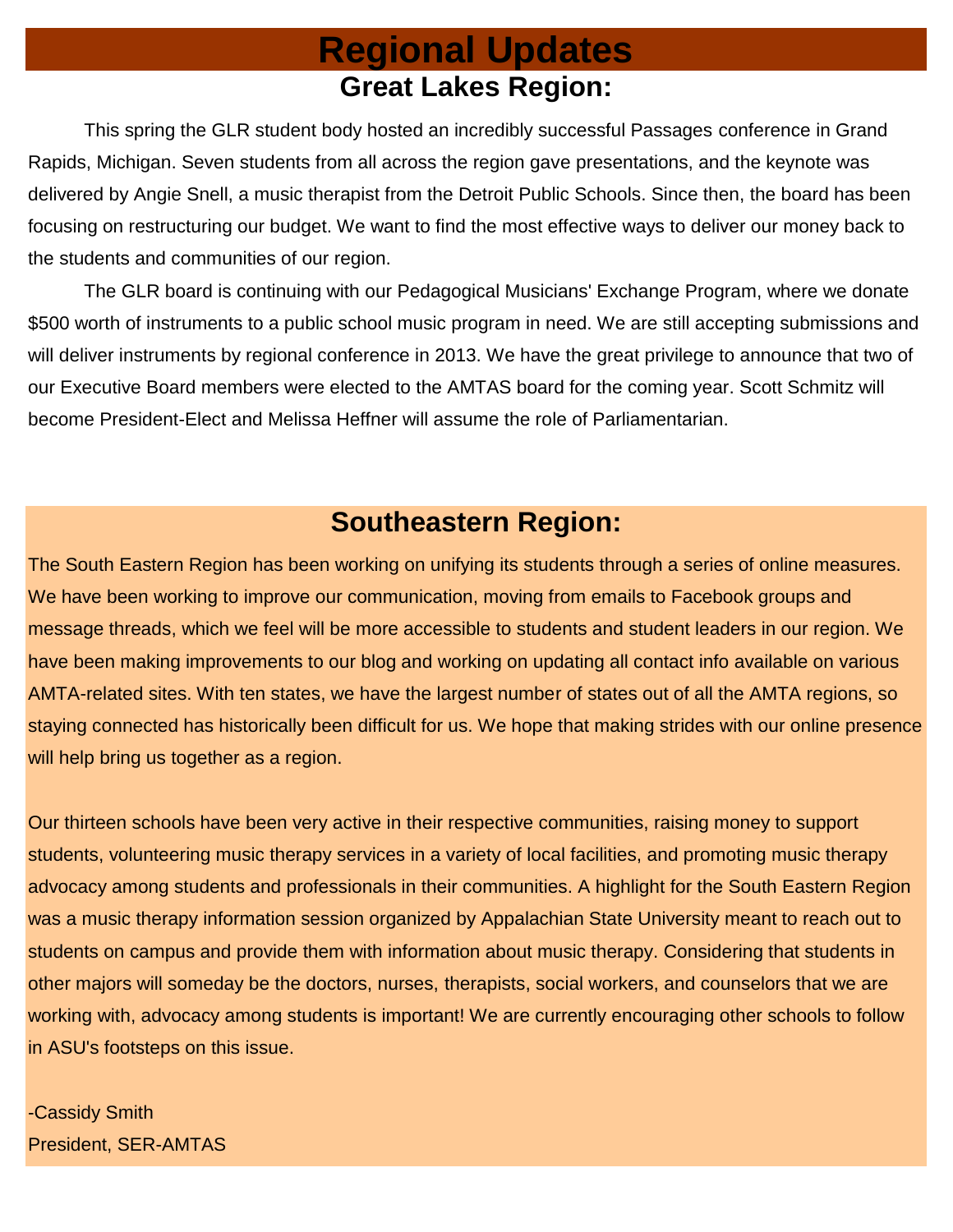# Regional Updates

## Great Lakes Region:

This spring the GLR student body hosted an incredibly successful Passages conference in Grand Rapids, Michigan. Seven students from all across the region gave presentations, and the keynote was delivered by Angie Snell, a music therapist from the Detroit Public Schools. Since then, the board has been focusing on restructuring our budget. We want to find the most effective ways to deliver our money back to the students and communities of our region.

The GLR board is continuing with our Pedagogical Musicians' Exchange Program, where we donate $500 worth of instruments to a public school music program in need. We are still accepting submissions and will deliver instruments by regional conference in 2013. We have the great privilege to announce that two of our Executive Board members were elected to the AMTAS board for the coming year. Scott Schmitz will become President-Elect and Melissa Heffner will assume the role of Parliamentarian.

## Southeastern Region:

The South Eastern Region has been working on unifying its students through a series of online measures. We have been working to improve our communication, moving from emails to Facebook groups and message threads, which we feel will be more accessible to students and student leaders in our region. We have been making improvements to our blog and working on updating all contact info available on various AMTA-related sites. With ten states, we have the largest number of states out of all the AMTA regions, so staying connected has historically been difficult for us. We hope that making strides with our online presence will help bring us together as a region.

Our thirteen schools have been very active in their respective communities, raising money to support students, volunteering music therapy services in a variety of local facilities, and promoting music therapy advocacy among students and professionals in their communities. A highlight for the South Eastern Region was a music therapy information session organized by Appalachian State University meant to reach out to students on campus and provide them with information about music therapy. Considering that students in other majors will someday be the doctors, nurses, therapists, social workers, and counselors that we are working with, advocacy among students is important! We are currently encouraging other schools to follow in ASU's footsteps on this issue.

-Cassidy Smith
President, SER-AMTAS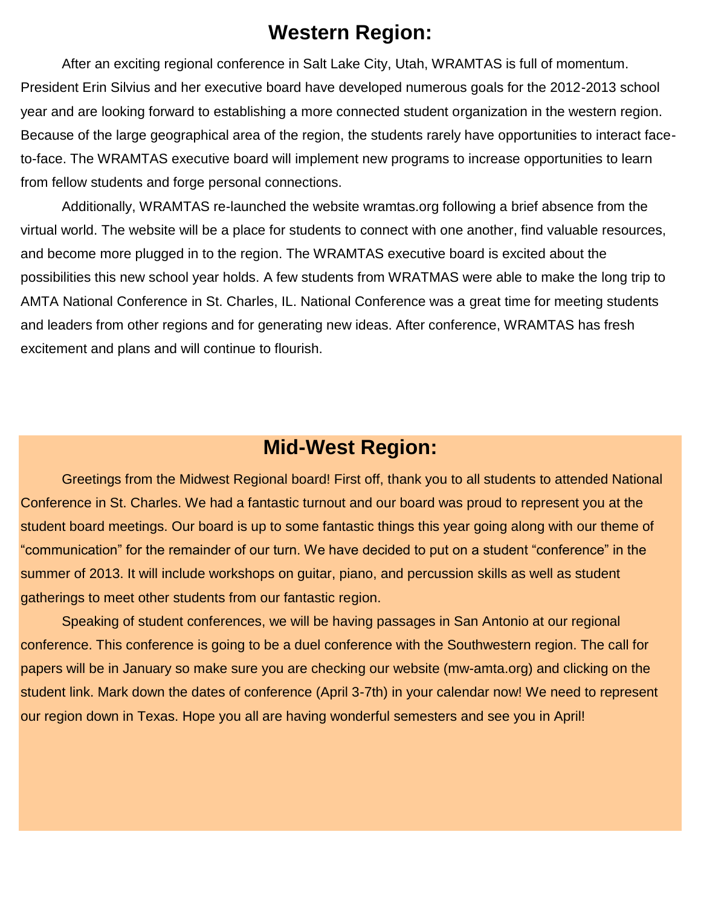## Western Region:

After an exciting regional conference in Salt Lake City, Utah, WRAMTAS is full of momentum. President Erin Silvius and her executive board have developed numerous goals for the 2012-2013 school year and are looking forward to establishing a more connected student organization in the western region. Because of the large geographical area of the region, the students rarely have opportunities to interact face-to-face. The WRAMTAS executive board will implement new programs to increase opportunities to learn from fellow students and forge personal connections.

Additionally, WRAMTAS re-launched the website wramtas.org following a brief absence from the virtual world. The website will be a place for students to connect with one another, find valuable resources, and become more plugged in to the region. The WRAMTAS executive board is excited about the possibilities this new school year holds. A few students from WRATMAS were able to make the long trip to AMTA National Conference in St. Charles, IL. National Conference was a great time for meeting students and leaders from other regions and for generating new ideas. After conference, WRAMTAS has fresh excitement and plans and will continue to flourish.

## Mid-West Region:

Greetings from the Midwest Regional board! First off, thank you to all students to attended National Conference in St. Charles. We had a fantastic turnout and our board was proud to represent you at the student board meetings. Our board is up to some fantastic things this year going along with our theme of "communication" for the remainder of our turn. We have decided to put on a student "conference" in the summer of 2013. It will include workshops on guitar, piano, and percussion skills as well as student gatherings to meet other students from our fantastic region.

Speaking of student conferences, we will be having passages in San Antonio at our regional conference. This conference is going to be a duel conference with the Southwestern region. The call for papers will be in January so make sure you are checking our website (mw-amta.org) and clicking on the student link. Mark down the dates of conference (April 3-7th) in your calendar now! We need to represent our region down in Texas. Hope you all are having wonderful semesters and see you in April!